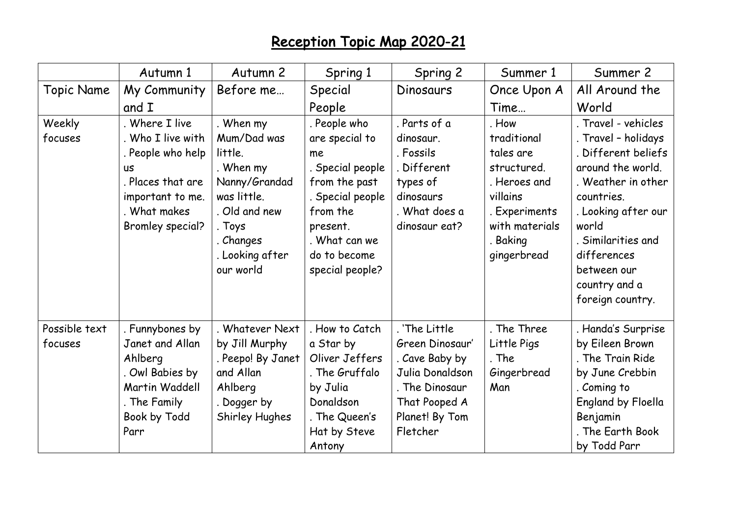# Reception Topic Map 2020-21

| | Autumn 1 | Autumn 2 | Spring 1 | Spring 2 | Summer 1 | Summer 2 |
|---|---|---|---|---|---|---|
| Topic Name | My Community and I | Before me… | Special People | Dinosaurs | Once Upon A Time… | All Around the World |
| Weekly focuses | . Where I live<br>. Who I live with<br>. People who help us<br>. Places that are important to me.<br>. What makes Bromley special? | . When my Mum/Dad was little.<br>. When my Nanny/Grandad was little.<br>. Old and new<br>. Toys<br>. Changes<br>. Looking after our world | . People who are special to me<br>. Special people from the past<br>. Special people from the present.<br>. What can we do to become special people? | . Parts of a dinosaur.<br>. Fossils<br>. Different types of dinosaurs<br>. What does a dinosaur eat? | . How traditional tales are structured.<br>. Heroes and villains<br>. Experiments with materials<br>. Baking gingerbread | . Travel - vehicles<br>. Travel – holidays<br>. Different beliefs around the world.<br>. Weather in other countries.<br>. Looking after our world<br>. Similarities and differences between our country and a foreign country. |
| Possible text focuses | . Funnybones by Janet and Allan Ahlberg<br>. Owl Babies by Martin Waddell<br>. The Family Book by Todd Parr | . Whatever Next by Jill Murphy<br>. Peepo! By Janet and Allan Ahlberg<br>. Dogger by Shirley Hughes | . How to Catch a Star by Oliver Jeffers<br>. The Gruffalo by Julia Donaldson<br>. The Queen's Hat by Steve Antony | . 'The Little Green Dinosaur'<br>. Cave Baby by Julia Donaldson<br>. The Dinosaur That Pooped A Planet! By Tom Fletcher | . The Three Little Pigs<br>. The Gingerbread Man | . Handa's Surprise by Eileen Brown<br>. The Train Ride by June Crebbin<br>. Coming to England by Floella Benjamin<br>. The Earth Book by Todd Parr |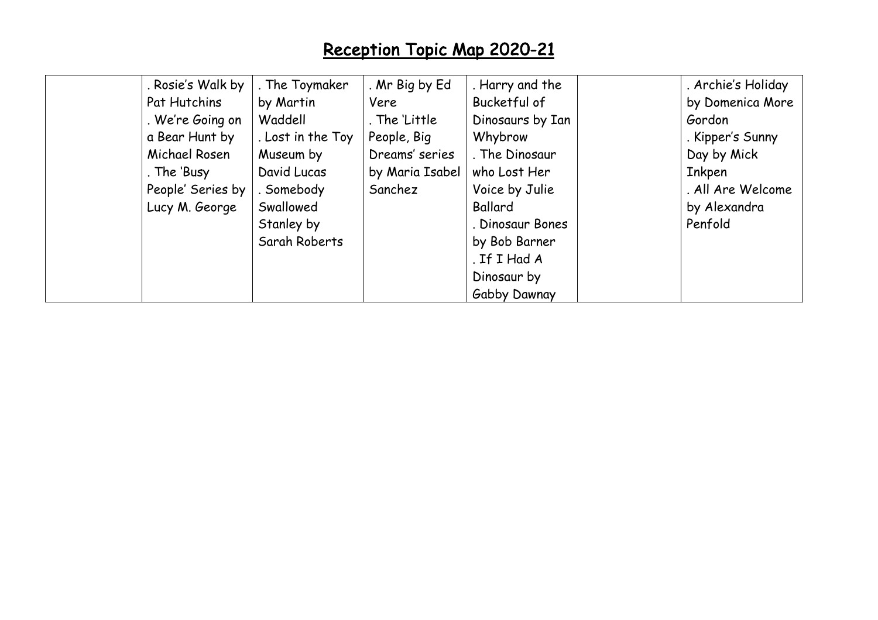## Reception Topic Map 2020-21

| | | | | | | | |
|---|---|---|---|---|---|---|---|
| | . Rosie's Walk by Pat Hutchins<br>. We're Going on a Bear Hunt by Michael Rosen<br>. The 'Busy People' Series by Lucy M. George | . The Toymaker by Martin Waddell<br>. Lost in the Toy Museum by David Lucas<br>. Somebody Swallowed Stanley by Sarah Roberts | . Mr Big by Ed Vere<br>. The 'Little People, Big Dreams' series by Maria Isabel Sanchez | . Harry and the Bucketful of Dinosaurs by Ian Whybrow<br>. The Dinosaur who Lost Her Voice by Julie Ballard<br>. Dinosaur Bones by Bob Barner<br>. If I Had A Dinosaur by Gabby Dawnay | | . Archie's Holiday by Domenica More Gordon<br>. Kipper's Sunny Day by Mick Inkpen<br>. All Are Welcome by Alexandra Penfold |